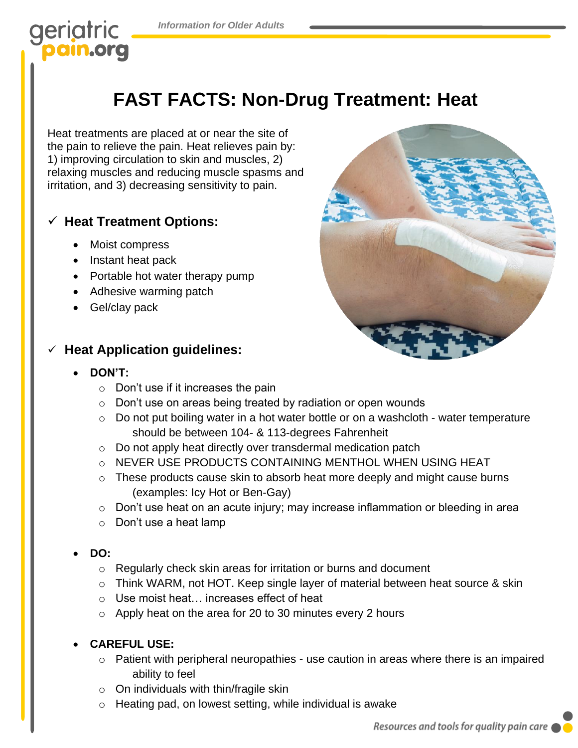# FAST FACTS: Non-Drug Treatment: Heat

Heat treatments are placed at or near the site of the pain to relieve the pain. Heat relieves pain by: 1) improving circulation to skin and muscles, 2) relaxing muscles and reducing muscle spasms and irritation, and 3) decreasing sensitivity to pain.

## ✓ Heat Treatment Options:

- Moist compress
- Instant heat pack
- Portable hot water therapy pump
- Adhesive warming patch
- Gel/clay pack

## ✓ Heat Application guidelines:

- **DON'T:**
  - Don't use if it increases the pain
  - Don't use on areas being treated by radiation or open wounds
  - Do not put boiling water in a hot water bottle or on a washcloth - water temperature should be between 104- & 113-degrees Fahrenheit
  - Do not apply heat directly over transdermal medication patch
  - NEVER USE PRODUCTS CONTAINING MENTHOL WHEN USING HEAT
  - These products cause skin to absorb heat more deeply and might cause burns (examples: Icy Hot or Ben-Gay)
  - Don't use heat on an acute injury; may increase inflammation or bleeding in area
  - Don't use a heat lamp

- **DO:**
  - Regularly check skin areas for irritation or burns and document
  - Think WARM, not HOT. Keep single layer of material between heat source & skin
  - Use moist heat… increases effect of heat
  - Apply heat on the area for 20 to 30 minutes every 2 hours

- **CAREFUL USE:**
  - Patient with peripheral neuropathies - use caution in areas where there is an impaired ability to feel
  - On individuals with thin/fragile skin
  - Heating pad, on lowest setting, while individual is awake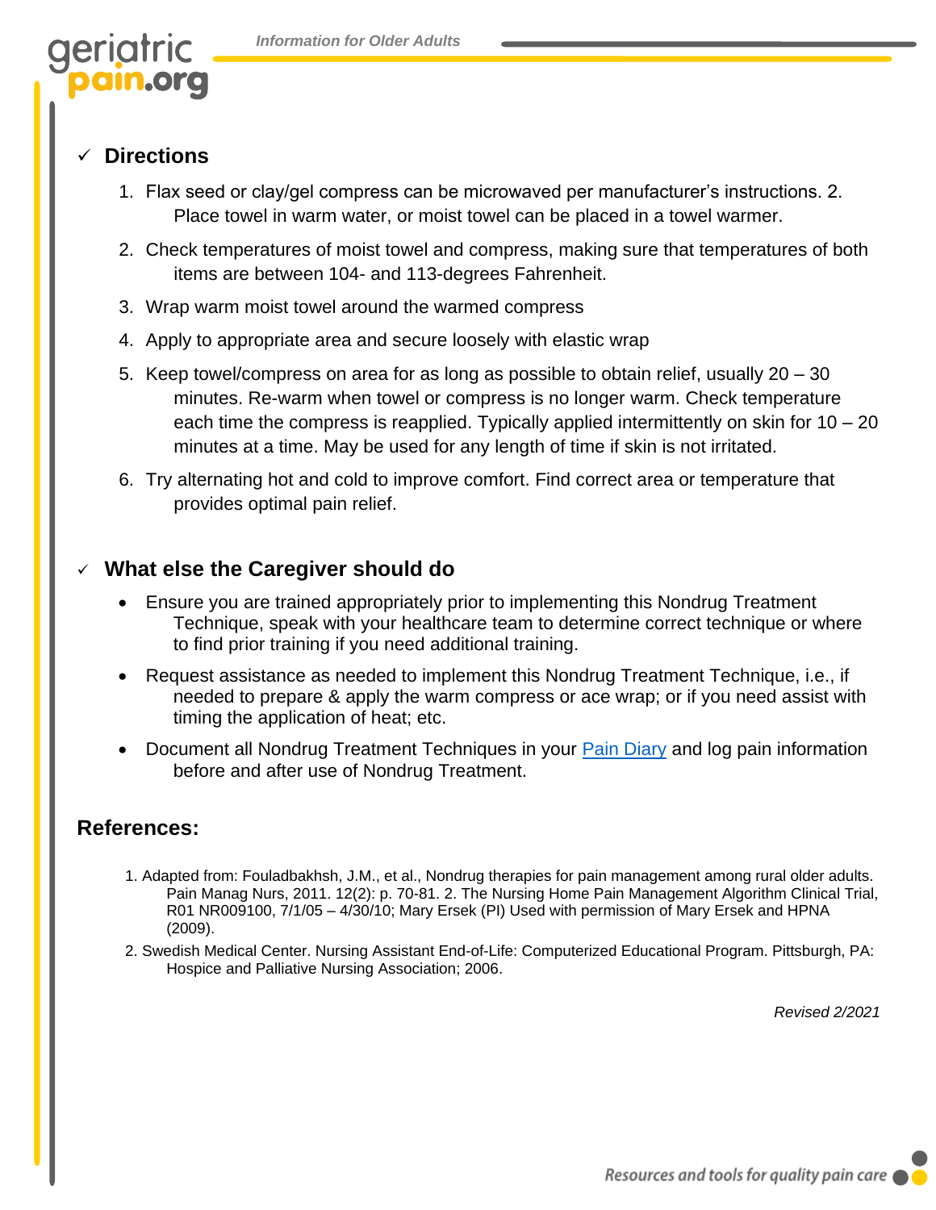## ✓ Directions

1. Flax seed or clay/gel compress can be microwaved per manufacturer's instructions. 2. Place towel in warm water, or moist towel can be placed in a towel warmer.
2. Check temperatures of moist towel and compress, making sure that temperatures of both items are between 104- and 113-degrees Fahrenheit.
3. Wrap warm moist towel around the warmed compress
4. Apply to appropriate area and secure loosely with elastic wrap
5. Keep towel/compress on area for as long as possible to obtain relief, usually 20 – 30 minutes. Re-warm when towel or compress is no longer warm. Check temperature each time the compress is reapplied. Typically applied intermittently on skin for 10 – 20 minutes at a time. May be used for any length of time if skin is not irritated.
6. Try alternating hot and cold to improve comfort. Find correct area or temperature that provides optimal pain relief.

## ✓ What else the Caregiver should do

- Ensure you are trained appropriately prior to implementing this Nondrug Treatment Technique, speak with your healthcare team to determine correct technique or where to find prior training if you need additional training.
- Request assistance as needed to implement this Nondrug Treatment Technique, i.e., if needed to prepare & apply the warm compress or ace wrap; or if you need assist with timing the application of heat; etc.
- Document all Nondrug Treatment Techniques in your Pain Diary and log pain information before and after use of Nondrug Treatment.

## References:

1. Adapted from: Fouladbakhsh, J.M., et al., Nondrug therapies for pain management among rural older adults. Pain Manag Nurs, 2011. 12(2): p. 70-81. 2. The Nursing Home Pain Management Algorithm Clinical Trial, R01 NR009100, 7/1/05 – 4/30/10; Mary Ersek (PI) Used with permission of Mary Ersek and HPNA (2009).
2. Swedish Medical Center. Nursing Assistant End-of-Life: Computerized Educational Program. Pittsburgh, PA: Hospice and Palliative Nursing Association; 2006.

*Revised 2/2021*